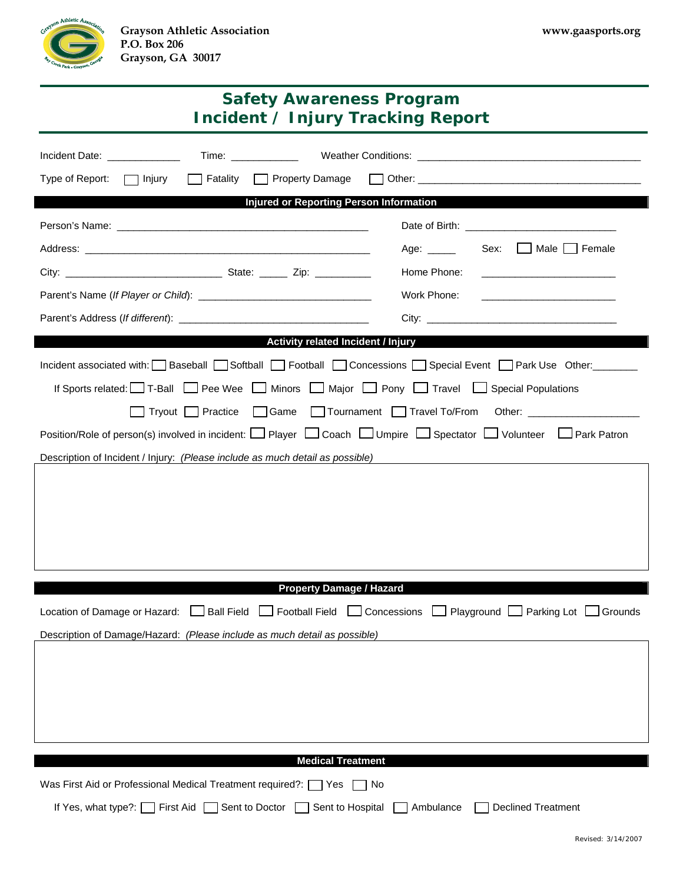**Grayson Athletic Association**
**P.O. Box 206**
**Grayson, GA 30017**

**www.gaasports.org**

# Safety Awareness Program
# Incident / Injury Tracking Report

Incident Date: ____________ Time: ___________ Weather Conditions: ______________________________________

Type of Report: ☐ Injury ☐ Fatality ☐ Property Damage ☐ Other: ______________________________________

## Injured or Reporting Person Information

Person's Name: ___________________________________________ Date of Birth: _________________________

Address: ______________________________________________ Age: _____ Sex: ☐ Male ☐ Female

City: ___________________________ State: _____ Zip: __________ Home Phone: ______________________

Parent's Name (*If Player or Child*): ______________________________ Work Phone: ______________________

Parent's Address (*If different*): _________________________________ City: __________________________________

## Activity related Incident / Injury

Incident associated with: ☐ Baseball ☐ Softball ☐ Football ☐ Concessions ☐ Special Event ☐ Park Use Other:_______

If Sports related: ☐ T-Ball ☐ Pee Wee ☐ Minors ☐ Major ☐ Pony ☐ Travel ☐ Special Populations

☐ Tryout ☐ Practice ☐ Game ☐ Tournament ☐ Travel To/From Other: ___________________

Position/Role of person(s) involved in incident: ☐ Player ☐ Coach ☐ Umpire ☐ Spectator ☐ Volunteer ☐ Park Patron

Description of Incident / Injury: *(Please include as much detail as possible)*

## Property Damage / Hazard

Location of Damage or Hazard: ☐ Ball Field ☐ Football Field ☐ Concessions ☐ Playground ☐ Parking Lot ☐ Grounds

Description of Damage/Hazard: *(Please include as much detail as possible)*

## Medical Treatment

Was First Aid or Professional Medical Treatment required?: ☐ Yes ☐ No

If Yes, what type?: ☐ First Aid ☐ Sent to Doctor ☐ Sent to Hospital ☐ Ambulance ☐ Declined Treatment

Revised: 3/14/2007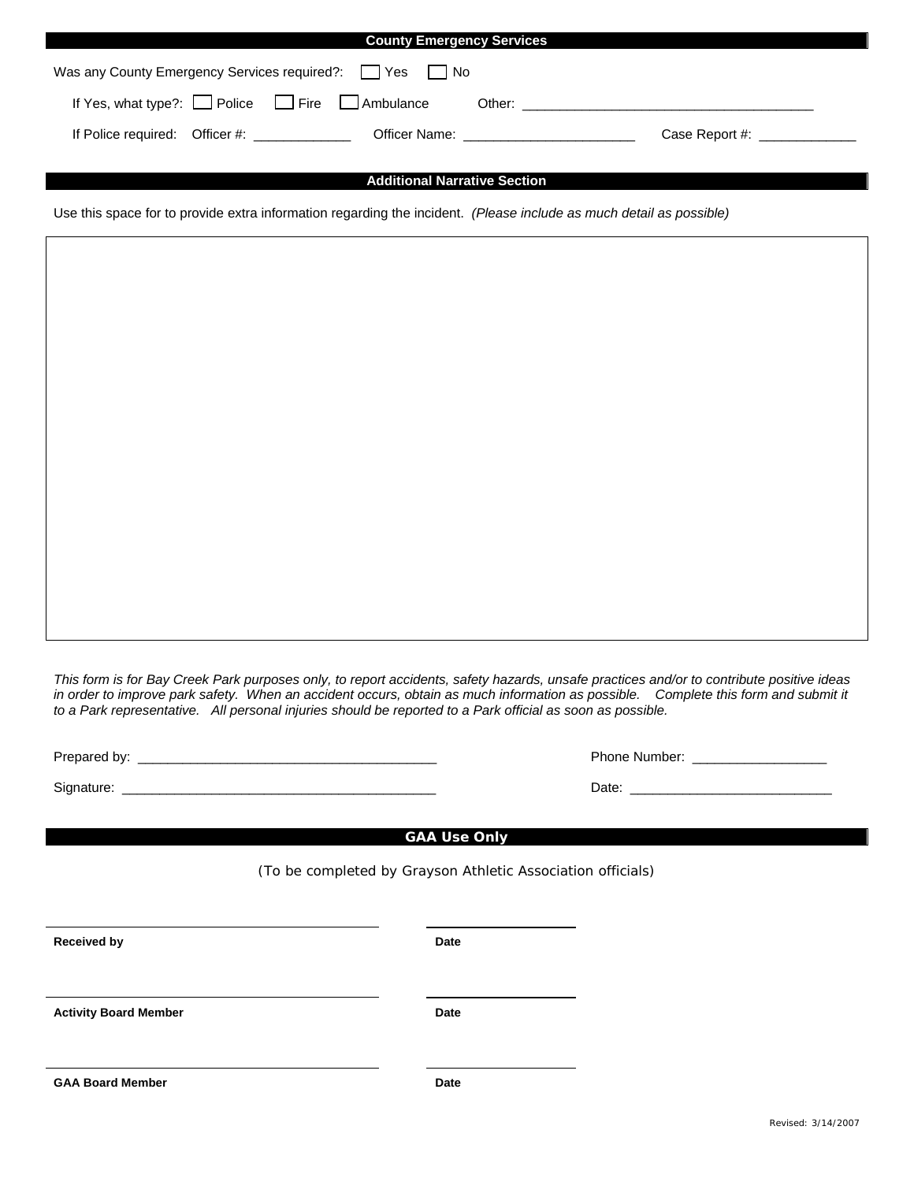## County Emergency Services

Was any County Emergency Services required?: ☐ Yes ☐ No

If Yes, what type?: ☐ Police ☐ Fire ☐ Ambulance Other: ______________________________________

If Police required: Officer #: ____________ Officer Name: ______________________ Case Report #: ____________

## Additional Narrative Section

Use this space for to provide extra information regarding the incident. *(Please include as much detail as possible)*

*This form is for Bay Creek Park purposes only, to report accidents, safety hazards, unsafe practices and/or to contribute positive ideas in order to improve park safety. When an accident occurs, obtain as much information as possible. Complete this form and submit it to a Park representative. All personal injuries should be reported to a Park official as soon as possible.*

Prepared by: ________________________________________ Phone Number: __________________

Signature: __________________________________________ Date: ___________________________

## GAA Use Only

(To be completed by Grayson Athletic Association officials)

__________________________________________ ____________________

**Received by** **Date**

__________________________________________ ____________________

**Activity Board Member** **Date**

__________________________________________ ____________________

**GAA Board Member** **Date**

Revised: 3/14/2007